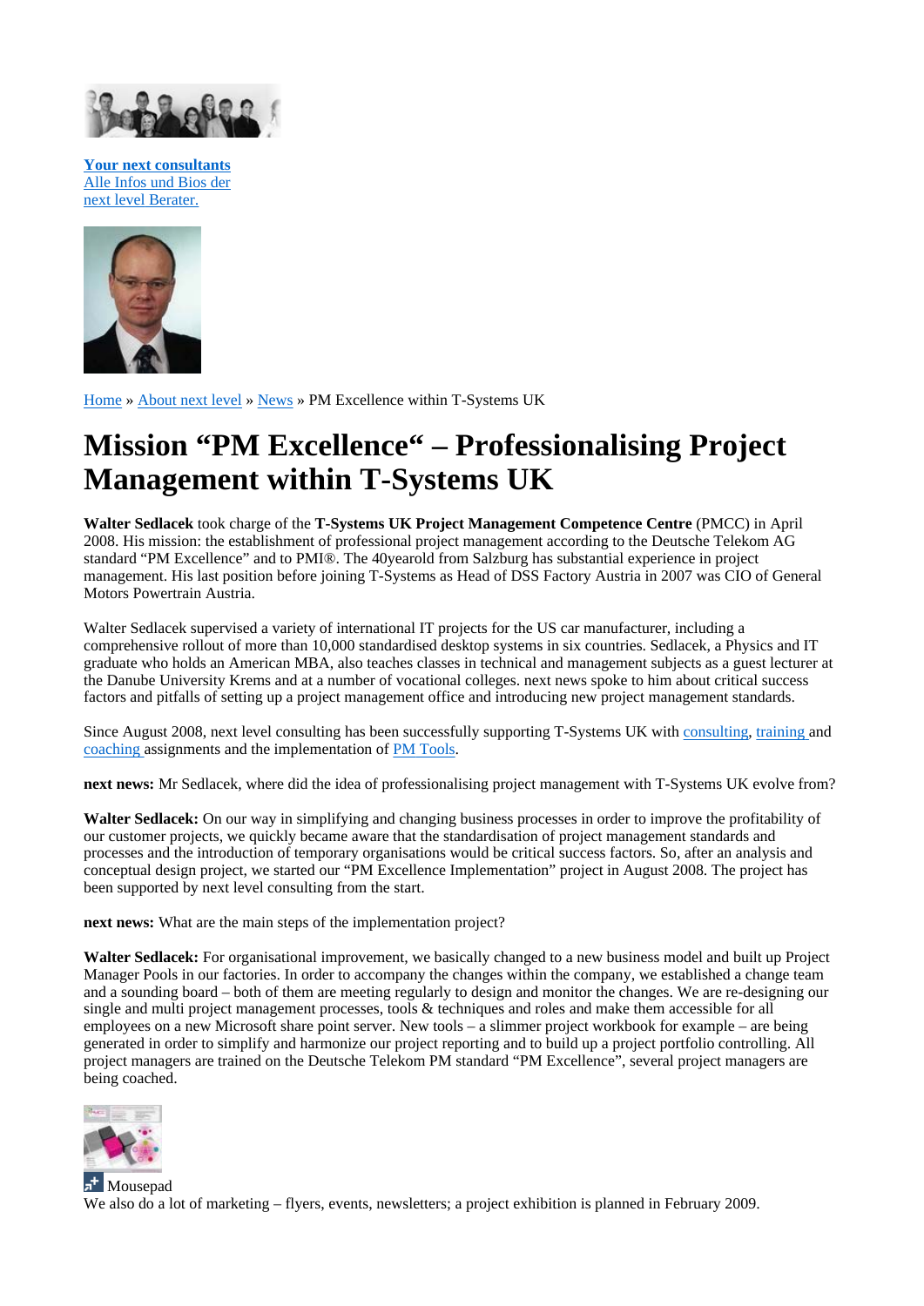**Your next consultants**
Alle Infos und Bios der
next level Berater.

Home » About next level » News » PM Excellence within T-Systems UK

# Mission "PM Excellence" – Professionalising Project Management within T-Systems UK

**Walter Sedlacek** took charge of the **T-Systems UK Project Management Competence Centre** (PMCC) in April 2008. His mission: the establishment of professional project management according to the Deutsche Telekom AG standard "PM Excellence" and to PMI®. The 40yearold from Salzburg has substantial experience in project management. His last position before joining T-Systems as Head of DSS Factory Austria in 2007 was CIO of General Motors Powertrain Austria.

Walter Sedlacek supervised a variety of international IT projects for the US car manufacturer, including a comprehensive rollout of more than 10,000 standardised desktop systems in six countries. Sedlacek, a Physics and IT graduate who holds an American MBA, also teaches classes in technical and management subjects as a guest lecturer at the Danube University Krems and at a number of vocational colleges. next news spoke to him about critical success factors and pitfalls of setting up a project management office and introducing new project management standards.

Since August 2008, next level consulting has been successfully supporting T-Systems UK with consulting, training and coaching assignments and the implementation of PM Tools.

**next news:** Mr Sedlacek, where did the idea of professionalising project management with T-Systems UK evolve from?

**Walter Sedlacek:** On our way in simplifying and changing business processes in order to improve the profitability of our customer projects, we quickly became aware that the standardisation of project management standards and processes and the introduction of temporary organisations would be critical success factors. So, after an analysis and conceptual design project, we started our "PM Excellence Implementation" project in August 2008. The project has been supported by next level consulting from the start.

**next news:** What are the main steps of the implementation project?

**Walter Sedlacek:** For organisational improvement, we basically changed to a new business model and built up Project Manager Pools in our factories. In order to accompany the changes within the company, we established a change team and a sounding board – both of them are meeting regularly to design and monitor the changes. We are re-designing our single and multi project management processes, tools & techniques and roles and make them accessible for all employees on a new Microsoft share point server. New tools – a slimmer project workbook for example – are being generated in order to simplify and harmonize our project reporting and to build up a project portfolio controlling. All project managers are trained on the Deutsche Telekom PM standard "PM Excellence", several project managers are being coached.

Mousepad

We also do a lot of marketing – flyers, events, newsletters; a project exhibition is planned in February 2009.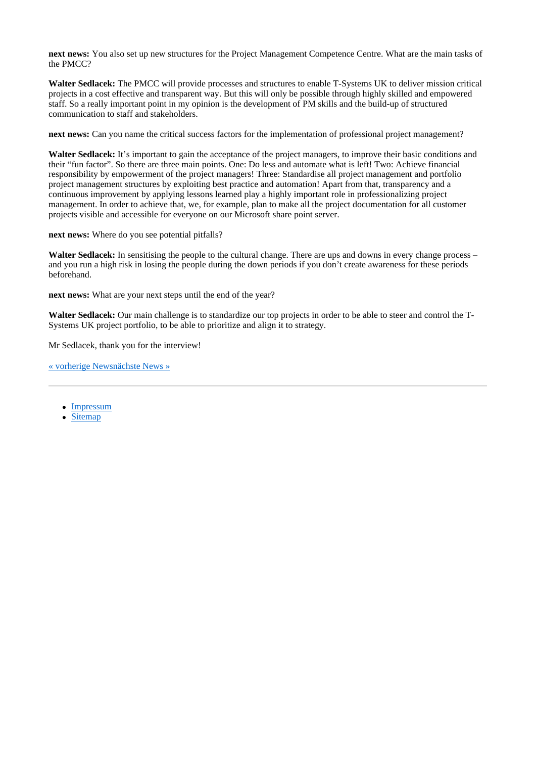**next news:** You also set up new structures for the Project Management Competence Centre. What are the main tasks of the PMCC?

**Walter Sedlacek:** The PMCC will provide processes and structures to enable T-Systems UK to deliver mission critical projects in a cost effective and transparent way. But this will only be possible through highly skilled and empowered staff. So a really important point in my opinion is the development of PM skills and the build-up of structured communication to staff and stakeholders.

**next news:** Can you name the critical success factors for the implementation of professional project management?

**Walter Sedlacek:** It's important to gain the acceptance of the project managers, to improve their basic conditions and their "fun factor". So there are three main points. One: Do less and automate what is left! Two: Achieve financial responsibility by empowerment of the project managers! Three: Standardise all project management and portfolio project management structures by exploiting best practice and automation! Apart from that, transparency and a continuous improvement by applying lessons learned play a highly important role in professionalizing project management. In order to achieve that, we, for example, plan to make all the project documentation for all customer projects visible and accessible for everyone on our Microsoft share point server.

**next news:** Where do you see potential pitfalls?

**Walter Sedlacek:** In sensitising the people to the cultural change. There are ups and downs in every change process – and you run a high risk in losing the people during the down periods if you don't create awareness for these periods beforehand.

**next news:** What are your next steps until the end of the year?

**Walter Sedlacek:** Our main challenge is to standardize our top projects in order to be able to steer and control the T-Systems UK project portfolio, to be able to prioritize and align it to strategy.

Mr Sedlacek, thank you for the interview!

« vorherige Newsnächste News »

---

- Impressum
- Sitemap